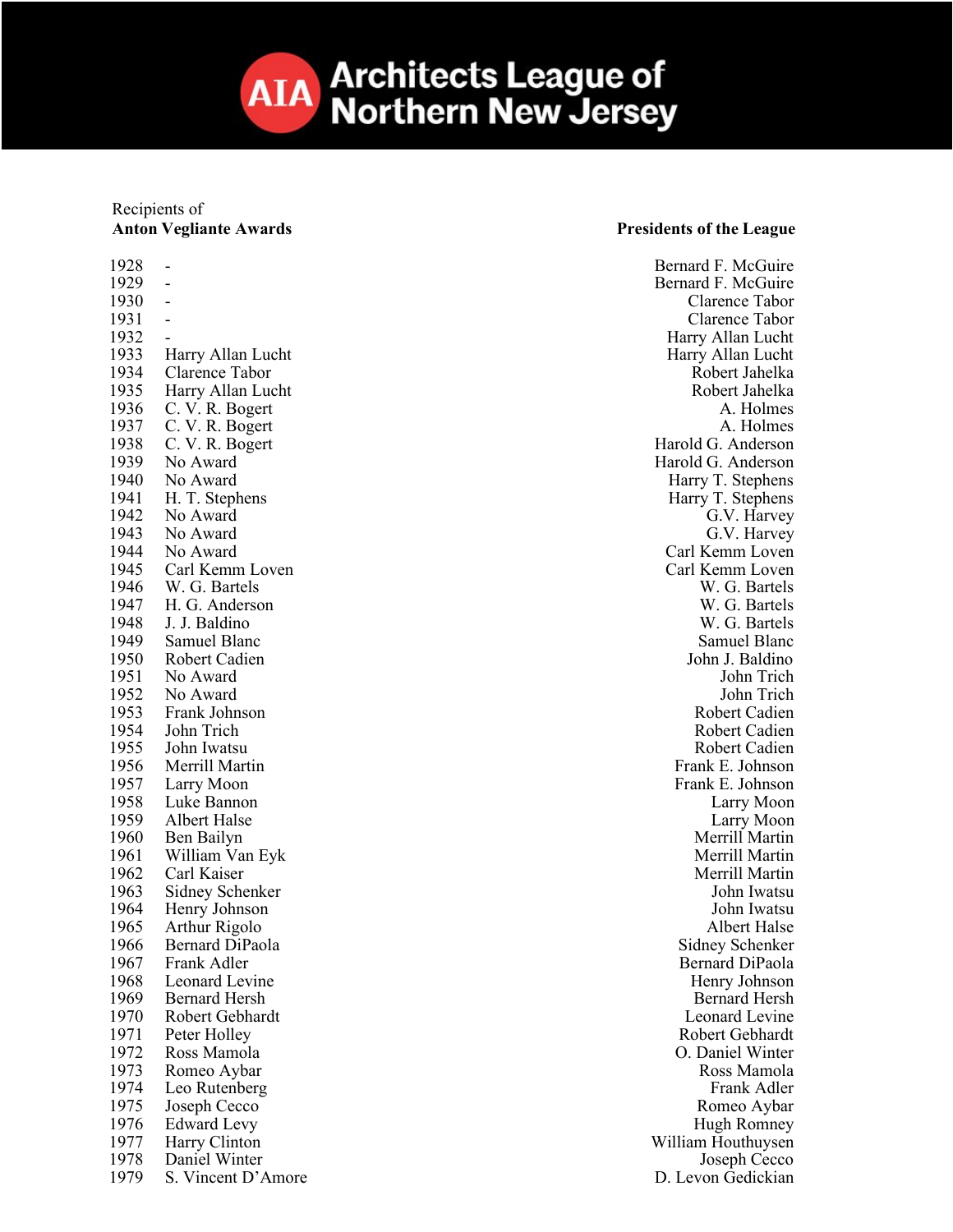# Architects League of Northern New Jersey

| Year | Recipients of **Anton Vegliante Awards** | **Presidents of the League** |
|---|---|---|
| 1928 | - | Bernard F. McGuire |
| 1929 | - | Bernard F. McGuire |
| 1930 | - | Clarence Tabor |
| 1931 | - | Clarence Tabor |
| 1932 | - | Harry Allan Lucht |
| 1933 | Harry Allan Lucht | Harry Allan Lucht |
| 1934 | Clarence Tabor | Robert Jahelka |
| 1935 | Harry Allan Lucht | Robert Jahelka |
| 1936 | C. V. R. Bogert | A. Holmes |
| 1937 | C. V. R. Bogert | A. Holmes |
| 1938 | C. V. R. Bogert | Harold G. Anderson |
| 1939 | No Award | Harold G. Anderson |
| 1940 | No Award | Harry T. Stephens |
| 1941 | H. T. Stephens | Harry T. Stephens |
| 1942 | No Award | G.V. Harvey |
| 1943 | No Award | G.V. Harvey |
| 1944 | No Award | Carl Kemm Loven |
| 1945 | Carl Kemm Loven | Carl Kemm Loven |
| 1946 | W. G. Bartels | W. G. Bartels |
| 1947 | H. G. Anderson | W. G. Bartels |
| 1948 | J. J. Baldino | W. G. Bartels |
| 1949 | Samuel Blanc | Samuel Blanc |
| 1950 | Robert Cadien | John J. Baldino |
| 1951 | No Award | John Trich |
| 1952 | No Award | John Trich |
| 1953 | Frank Johnson | Robert Cadien |
| 1954 | John Trich | Robert Cadien |
| 1955 | John Iwatsu | Robert Cadien |
| 1956 | Merrill Martin | Frank E. Johnson |
| 1957 | Larry Moon | Frank E. Johnson |
| 1958 | Luke Bannon | Larry Moon |
| 1959 | Albert Halse | Larry Moon |
| 1960 | Ben Bailyn | Merrill Martin |
| 1961 | William Van Eyk | Merrill Martin |
| 1962 | Carl Kaiser | Merrill Martin |
| 1963 | Sidney Schenker | John Iwatsu |
| 1964 | Henry Johnson | John Iwatsu |
| 1965 | Arthur Rigolo | Albert Halse |
| 1966 | Bernard DiPaola | Sidney Schenker |
| 1967 | Frank Adler | Bernard DiPaola |
| 1968 | Leonard Levine | Henry Johnson |
| 1969 | Bernard Hersh | Bernard Hersh |
| 1970 | Robert Gebhardt | Leonard Levine |
| 1971 | Peter Holley | Robert Gebhardt |
| 1972 | Ross Mamola | O. Daniel Winter |
| 1973 | Romeo Aybar | Ross Mamola |
| 1974 | Leo Rutenberg | Frank Adler |
| 1975 | Joseph Cecco | Romeo Aybar |
| 1976 | Edward Levy | Hugh Romney |
| 1977 | Harry Clinton | William Houthuysen |
| 1978 | Daniel Winter | Joseph Cecco |
| 1979 | S. Vincent D'Amore | D. Levon Gedickian |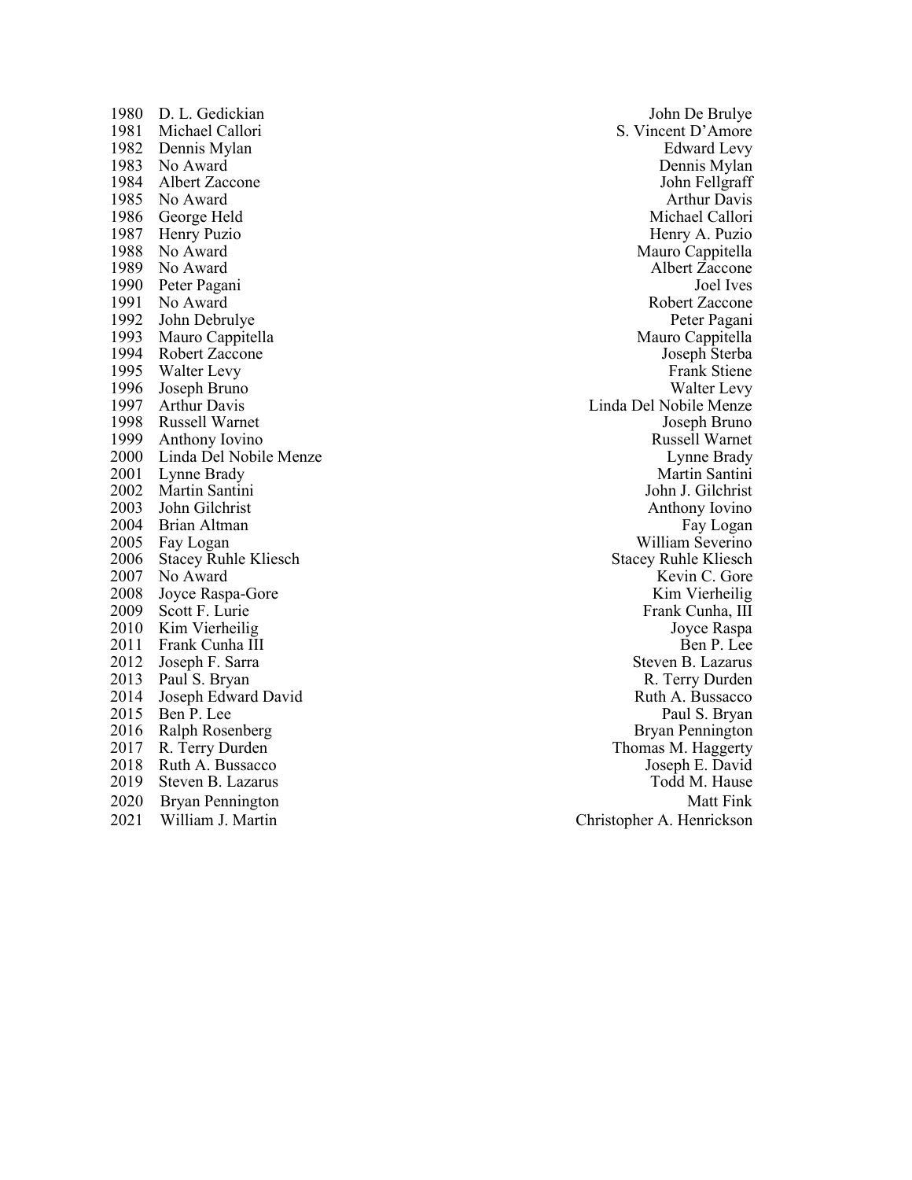| | | |
|---|---|---|
| 1980 | D. L. Gedickian | John De Brulye |
| 1981 | Michael Callori | S. Vincent D'Amore |
| 1982 | Dennis Mylan | Edward Levy |
| 1983 | No Award | Dennis Mylan |
| 1984 | Albert Zaccone | John Fellgraff |
| 1985 | No Award | Arthur Davis |
| 1986 | George Held | Michael Callori |
| 1987 | Henry Puzio | Henry A. Puzio |
| 1988 | No Award | Mauro Cappitella |
| 1989 | No Award | Albert Zaccone |
| 1990 | Peter Pagani | Joel Ives |
| 1991 | No Award | Robert Zaccone |
| 1992 | John Debrulye | Peter Pagani |
| 1993 | Mauro Cappitella | Mauro Cappitella |
| 1994 | Robert Zaccone | Joseph Sterba |
| 1995 | Walter Levy | Frank Stiene |
| 1996 | Joseph Bruno | Walter Levy |
| 1997 | Arthur Davis | Linda Del Nobile Menze |
| 1998 | Russell Warnet | Joseph Bruno |
| 1999 | Anthony Iovino | Russell Warnet |
| 2000 | Linda Del Nobile Menze | Lynne Brady |
| 2001 | Lynne Brady | Martin Santini |
| 2002 | Martin Santini | John J. Gilchrist |
| 2003 | John Gilchrist | Anthony Iovino |
| 2004 | Brian Altman | Fay Logan |
| 2005 | Fay Logan | William Severino |
| 2006 | Stacey Ruhle Kliesch | Stacey Ruhle Kliesch |
| 2007 | No Award | Kevin C. Gore |
| 2008 | Joyce Raspa-Gore | Kim Vierheilig |
| 2009 | Scott F. Lurie | Frank Cunha, III |
| 2010 | Kim Vierheilig | Joyce Raspa |
| 2011 | Frank Cunha III | Ben P. Lee |
| 2012 | Joseph F. Sarra | Steven B. Lazarus |
| 2013 | Paul S. Bryan | R. Terry Durden |
| 2014 | Joseph Edward David | Ruth A. Bussacco |
| 2015 | Ben P. Lee | Paul S. Bryan |
| 2016 | Ralph Rosenberg | Bryan Pennington |
| 2017 | R. Terry Durden | Thomas M. Haggerty |
| 2018 | Ruth A. Bussacco | Joseph E. David |
| 2019 | Steven B. Lazarus | Todd M. Hause |
| 2020 | Bryan Pennington | Matt Fink |
| 2021 | William J. Martin | Christopher A. Henrickson |